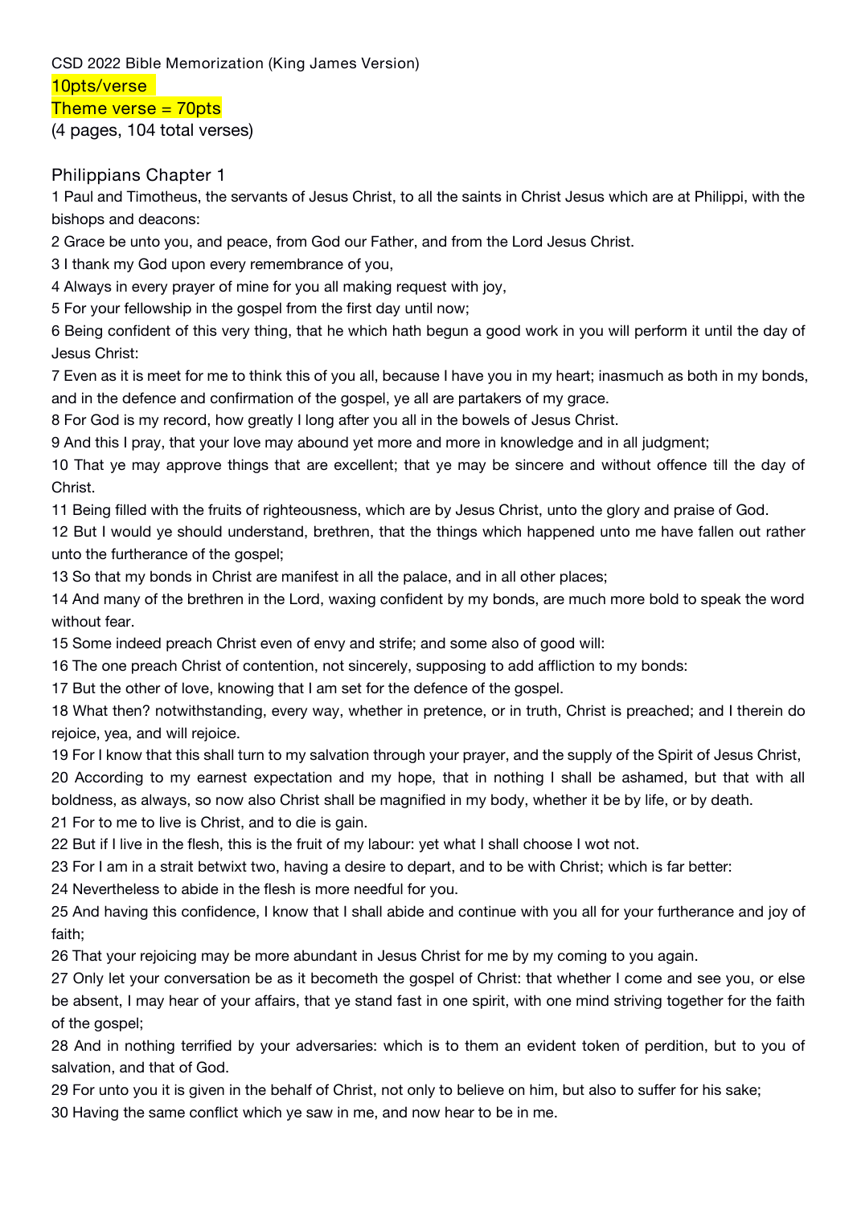CSD 2022 Bible Memorization (King James Version)

10pts/verse

Theme verse = 70pts

(4 pages, 104 total verses)

## Philippians Chapter 1

1 Paul and Timotheus, the servants of Jesus Christ, to all the saints in Christ Jesus which are at Philippi, with the bishops and deacons:

2 Grace be unto you, and peace, from God our Father, and from the Lord Jesus Christ.

3 I thank my God upon every remembrance of you,

4 Always in every prayer of mine for you all making request with joy,

5 For your fellowship in the gospel from the first day until now;

6 Being confident of this very thing, that he which hath begun a good work in you will perform it until the day of Jesus Christ:

7 Even as it is meet for me to think this of you all, because I have you in my heart; inasmuch as both in my bonds, and in the defence and confirmation of the gospel, ye all are partakers of my grace.

8 For God is my record, how greatly I long after you all in the bowels of Jesus Christ.

9 And this I pray, that your love may abound yet more and more in knowledge and in all judgment;

10 That ye may approve things that are excellent; that ye may be sincere and without offence till the day of Christ.

11 Being filled with the fruits of righteousness, which are by Jesus Christ, unto the glory and praise of God.

12 But I would ye should understand, brethren, that the things which happened unto me have fallen out rather unto the furtherance of the gospel;

13 So that my bonds in Christ are manifest in all the palace, and in all other places;

14 And many of the brethren in the Lord, waxing confident by my bonds, are much more bold to speak the word without fear.

15 Some indeed preach Christ even of envy and strife; and some also of good will:

16 The one preach Christ of contention, not sincerely, supposing to add affliction to my bonds:

17 But the other of love, knowing that I am set for the defence of the gospel.

18 What then? notwithstanding, every way, whether in pretence, or in truth, Christ is preached; and I therein do rejoice, yea, and will rejoice.

19 For I know that this shall turn to my salvation through your prayer, and the supply of the Spirit of Jesus Christ,

20 According to my earnest expectation and my hope, that in nothing I shall be ashamed, but that with all boldness, as always, so now also Christ shall be magnified in my body, whether it be by life, or by death.

21 For to me to live is Christ, and to die is gain.

22 But if I live in the flesh, this is the fruit of my labour: yet what I shall choose I wot not.

23 For I am in a strait betwixt two, having a desire to depart, and to be with Christ; which is far better:

24 Nevertheless to abide in the flesh is more needful for you.

25 And having this confidence, I know that I shall abide and continue with you all for your furtherance and joy of faith;

26 That your rejoicing may be more abundant in Jesus Christ for me by my coming to you again.

27 Only let your conversation be as it becometh the gospel of Christ: that whether I come and see you, or else be absent, I may hear of your affairs, that ye stand fast in one spirit, with one mind striving together for the faith of the gospel;

28 And in nothing terrified by your adversaries: which is to them an evident token of perdition, but to you of salvation, and that of God.

29 For unto you it is given in the behalf of Christ, not only to believe on him, but also to suffer for his sake;

30 Having the same conflict which ye saw in me, and now hear to be in me.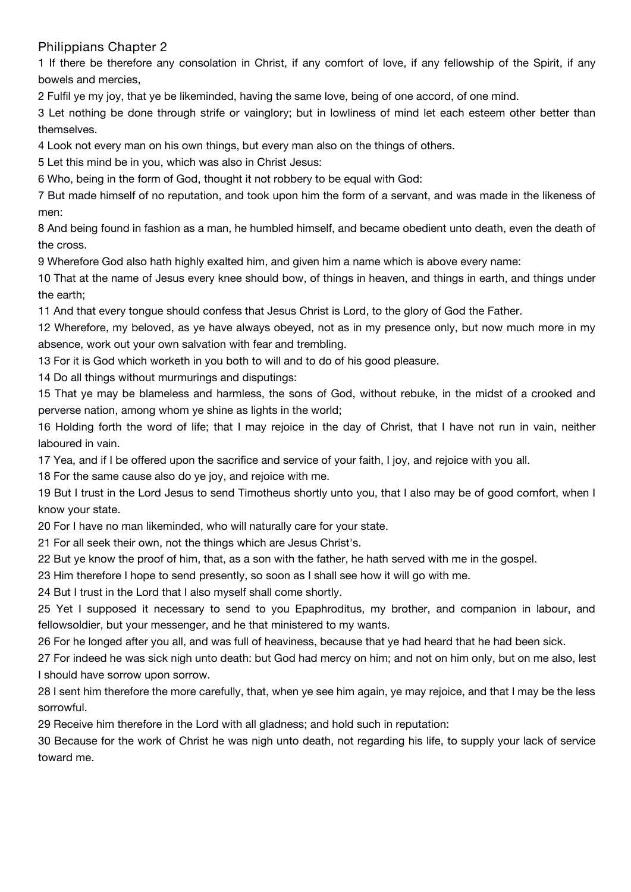# Philippians Chapter 2

1 If there be therefore any consolation in Christ, if any comfort of love, if any fellowship of the Spirit, if any bowels and mercies,

2 Fulfil ye my joy, that ye be likeminded, having the same love, being of one accord, of one mind.

3 Let nothing be done through strife or vainglory; but in lowliness of mind let each esteem other better than themselves.

4 Look not every man on his own things, but every man also on the things of others.

5 Let this mind be in you, which was also in Christ Jesus:

6 Who, being in the form of God, thought it not robbery to be equal with God:

7 But made himself of no reputation, and took upon him the form of a servant, and was made in the likeness of men:

8 And being found in fashion as a man, he humbled himself, and became obedient unto death, even the death of the cross.

9 Wherefore God also hath highly exalted him, and given him a name which is above every name:

10 That at the name of Jesus every knee should bow, of things in heaven, and things in earth, and things under the earth;

11 And that every tongue should confess that Jesus Christ is Lord, to the glory of God the Father.

12 Wherefore, my beloved, as ye have always obeyed, not as in my presence only, but now much more in my absence, work out your own salvation with fear and trembling.

13 For it is God which worketh in you both to will and to do of his good pleasure.

14 Do all things without murmurings and disputings:

15 That ye may be blameless and harmless, the sons of God, without rebuke, in the midst of a crooked and perverse nation, among whom ye shine as lights in the world;

16 Holding forth the word of life; that I may rejoice in the day of Christ, that I have not run in vain, neither laboured in vain.

17 Yea, and if I be offered upon the sacrifice and service of your faith, I joy, and rejoice with you all.

18 For the same cause also do ye joy, and rejoice with me.

19 But I trust in the Lord Jesus to send Timotheus shortly unto you, that I also may be of good comfort, when I know your state.

20 For I have no man likeminded, who will naturally care for your state.

21 For all seek their own, not the things which are Jesus Christ's.

22 But ye know the proof of him, that, as a son with the father, he hath served with me in the gospel.

23 Him therefore I hope to send presently, so soon as I shall see how it will go with me.

24 But I trust in the Lord that I also myself shall come shortly.

25 Yet I supposed it necessary to send to you Epaphroditus, my brother, and companion in labour, and fellowsoldier, but your messenger, and he that ministered to my wants.

26 For he longed after you all, and was full of heaviness, because that ye had heard that he had been sick.

27 For indeed he was sick nigh unto death: but God had mercy on him; and not on him only, but on me also, lest I should have sorrow upon sorrow.

28 I sent him therefore the more carefully, that, when ye see him again, ye may rejoice, and that I may be the less sorrowful.

29 Receive him therefore in the Lord with all gladness; and hold such in reputation:

30 Because for the work of Christ he was nigh unto death, not regarding his life, to supply your lack of service toward me.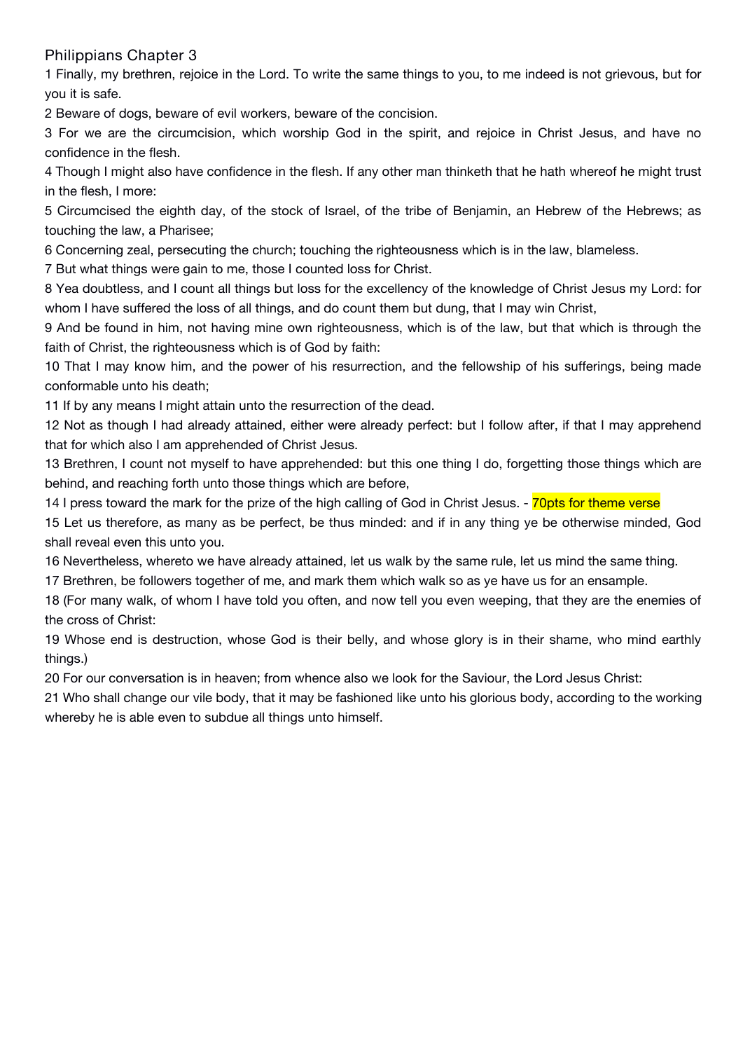## Philippians Chapter 3

1 Finally, my brethren, rejoice in the Lord. To write the same things to you, to me indeed is not grievous, but for you it is safe.

2 Beware of dogs, beware of evil workers, beware of the concision.

3 For we are the circumcision, which worship God in the spirit, and rejoice in Christ Jesus, and have no confidence in the flesh.

4 Though I might also have confidence in the flesh. If any other man thinketh that he hath whereof he might trust in the flesh, I more:

5 Circumcised the eighth day, of the stock of Israel, of the tribe of Benjamin, an Hebrew of the Hebrews; as touching the law, a Pharisee;

6 Concerning zeal, persecuting the church; touching the righteousness which is in the law, blameless.

7 But what things were gain to me, those I counted loss for Christ.

8 Yea doubtless, and I count all things but loss for the excellency of the knowledge of Christ Jesus my Lord: for whom I have suffered the loss of all things, and do count them but dung, that I may win Christ,

9 And be found in him, not having mine own righteousness, which is of the law, but that which is through the faith of Christ, the righteousness which is of God by faith:

10 That I may know him, and the power of his resurrection, and the fellowship of his sufferings, being made conformable unto his death;

11 If by any means I might attain unto the resurrection of the dead.

12 Not as though I had already attained, either were already perfect: but I follow after, if that I may apprehend that for which also I am apprehended of Christ Jesus.

13 Brethren, I count not myself to have apprehended: but this one thing I do, forgetting those things which are behind, and reaching forth unto those things which are before,

14 I press toward the mark for the prize of the high calling of God in Christ Jesus. - 70pts for theme verse

15 Let us therefore, as many as be perfect, be thus minded: and if in any thing ye be otherwise minded, God shall reveal even this unto you.

16 Nevertheless, whereto we have already attained, let us walk by the same rule, let us mind the same thing.

17 Brethren, be followers together of me, and mark them which walk so as ye have us for an ensample.

18 (For many walk, of whom I have told you often, and now tell you even weeping, that they are the enemies of the cross of Christ:

19 Whose end is destruction, whose God is their belly, and whose glory is in their shame, who mind earthly things.)

20 For our conversation is in heaven; from whence also we look for the Saviour, the Lord Jesus Christ:

21 Who shall change our vile body, that it may be fashioned like unto his glorious body, according to the working whereby he is able even to subdue all things unto himself.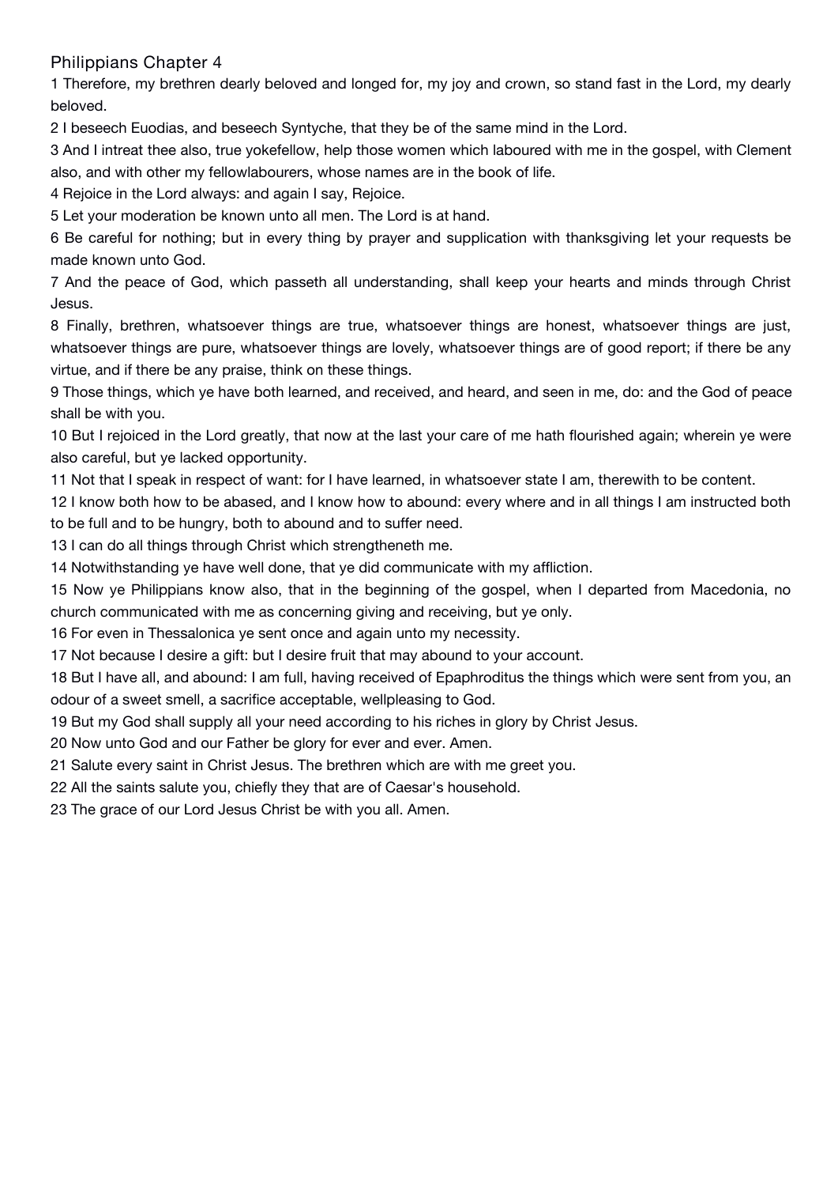# Philippians Chapter 4

1 Therefore, my brethren dearly beloved and longed for, my joy and crown, so stand fast in the Lord, my dearly beloved.

2 I beseech Euodias, and beseech Syntyche, that they be of the same mind in the Lord.

3 And I intreat thee also, true yokefellow, help those women which laboured with me in the gospel, with Clement also, and with other my fellowlabourers, whose names are in the book of life.

4 Rejoice in the Lord always: and again I say, Rejoice.

5 Let your moderation be known unto all men. The Lord is at hand.

6 Be careful for nothing; but in every thing by prayer and supplication with thanksgiving let your requests be made known unto God.

7 And the peace of God, which passeth all understanding, shall keep your hearts and minds through Christ Jesus.

8 Finally, brethren, whatsoever things are true, whatsoever things are honest, whatsoever things are just, whatsoever things are pure, whatsoever things are lovely, whatsoever things are of good report; if there be any virtue, and if there be any praise, think on these things.

9 Those things, which ye have both learned, and received, and heard, and seen in me, do: and the God of peace shall be with you.

10 But I rejoiced in the Lord greatly, that now at the last your care of me hath flourished again; wherein ye were also careful, but ye lacked opportunity.

11 Not that I speak in respect of want: for I have learned, in whatsoever state I am, therewith to be content.

12 I know both how to be abased, and I know how to abound: every where and in all things I am instructed both to be full and to be hungry, both to abound and to suffer need.

13 I can do all things through Christ which strengtheneth me.

14 Notwithstanding ye have well done, that ye did communicate with my affliction.

15 Now ye Philippians know also, that in the beginning of the gospel, when I departed from Macedonia, no church communicated with me as concerning giving and receiving, but ye only.

16 For even in Thessalonica ye sent once and again unto my necessity.

17 Not because I desire a gift: but I desire fruit that may abound to your account.

18 But I have all, and abound: I am full, having received of Epaphroditus the things which were sent from you, an odour of a sweet smell, a sacrifice acceptable, wellpleasing to God.

19 But my God shall supply all your need according to his riches in glory by Christ Jesus.

20 Now unto God and our Father be glory for ever and ever. Amen.

21 Salute every saint in Christ Jesus. The brethren which are with me greet you.

22 All the saints salute you, chiefly they that are of Caesar's household.

23 The grace of our Lord Jesus Christ be with you all. Amen.